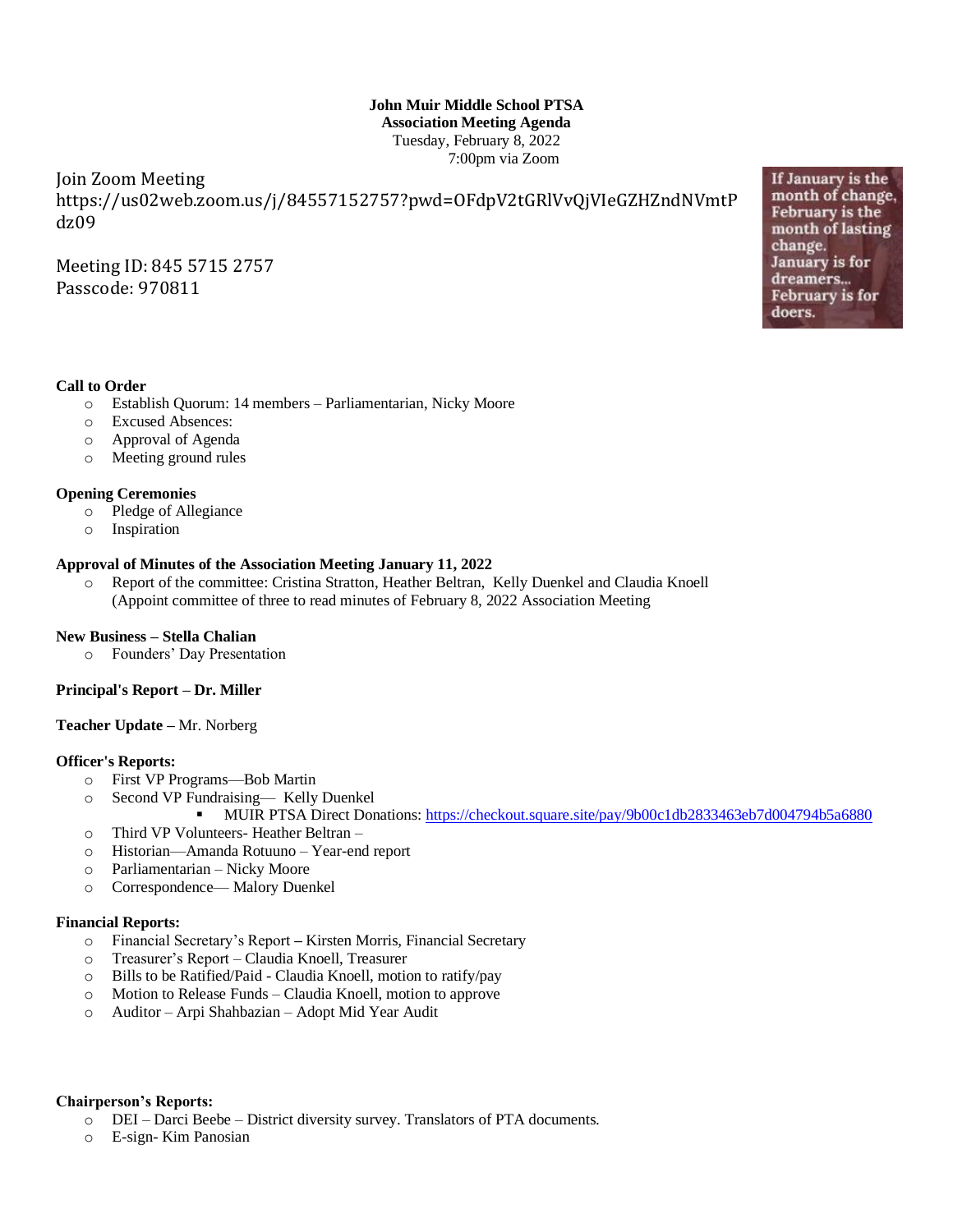**John Muir Middle School PTSA**
**Association Meeting Agenda**
Tuesday, February 8, 2022
7:00pm via Zoom

Join Zoom Meeting
https://us02web.zoom.us/j/84557152757?pwd=OFdpV2tGRlVvQjVIeGZHZndNVmtPdz09

Meeting ID: 845 5715 2757
Passcode: 970811

If January is the month of change, February is the month of lasting change. January is for dreamers... February is for doers.

**Call to Order**

- Establish Quorum: 14 members – Parliamentarian, Nicky Moore
- Excused Absences:
- Approval of Agenda
- Meeting ground rules

**Opening Ceremonies**

- Pledge of Allegiance
- Inspiration

**Approval of Minutes of the Association Meeting January 11, 2022**

- Report of the committee: Cristina Stratton, Heather Beltran, Kelly Duenkel and Claudia Knoell (Appoint committee of three to read minutes of February 8, 2022 Association Meeting

**New Business – Stella Chalian**

- Founders' Day Presentation

**Principal's Report – Dr. Miller**

**Teacher Update –** Mr. Norberg

**Officer's Reports:**

- First VP Programs—Bob Martin
- Second VP Fundraising— Kelly Duenkel
  - MUIR PTSA Direct Donations: https://checkout.square.site/pay/9b00c1db2833463eb7d004794b5a6880
- Third VP Volunteers- Heather Beltran –
- Historian—Amanda Rotuuno – Year-end report
- Parliamentarian – Nicky Moore
- Correspondence— Malory Duenkel

**Financial Reports:**

- Financial Secretary's Report – Kirsten Morris, Financial Secretary
- Treasurer's Report – Claudia Knoell, Treasurer
- Bills to be Ratified/Paid - Claudia Knoell, motion to ratify/pay
- Motion to Release Funds – Claudia Knoell, motion to approve
- Auditor – Arpi Shahbazian – Adopt Mid Year Audit

**Chairperson's Reports:**

- DEI – Darci Beebe – District diversity survey. Translators of PTA documents.
- E-sign- Kim Panosian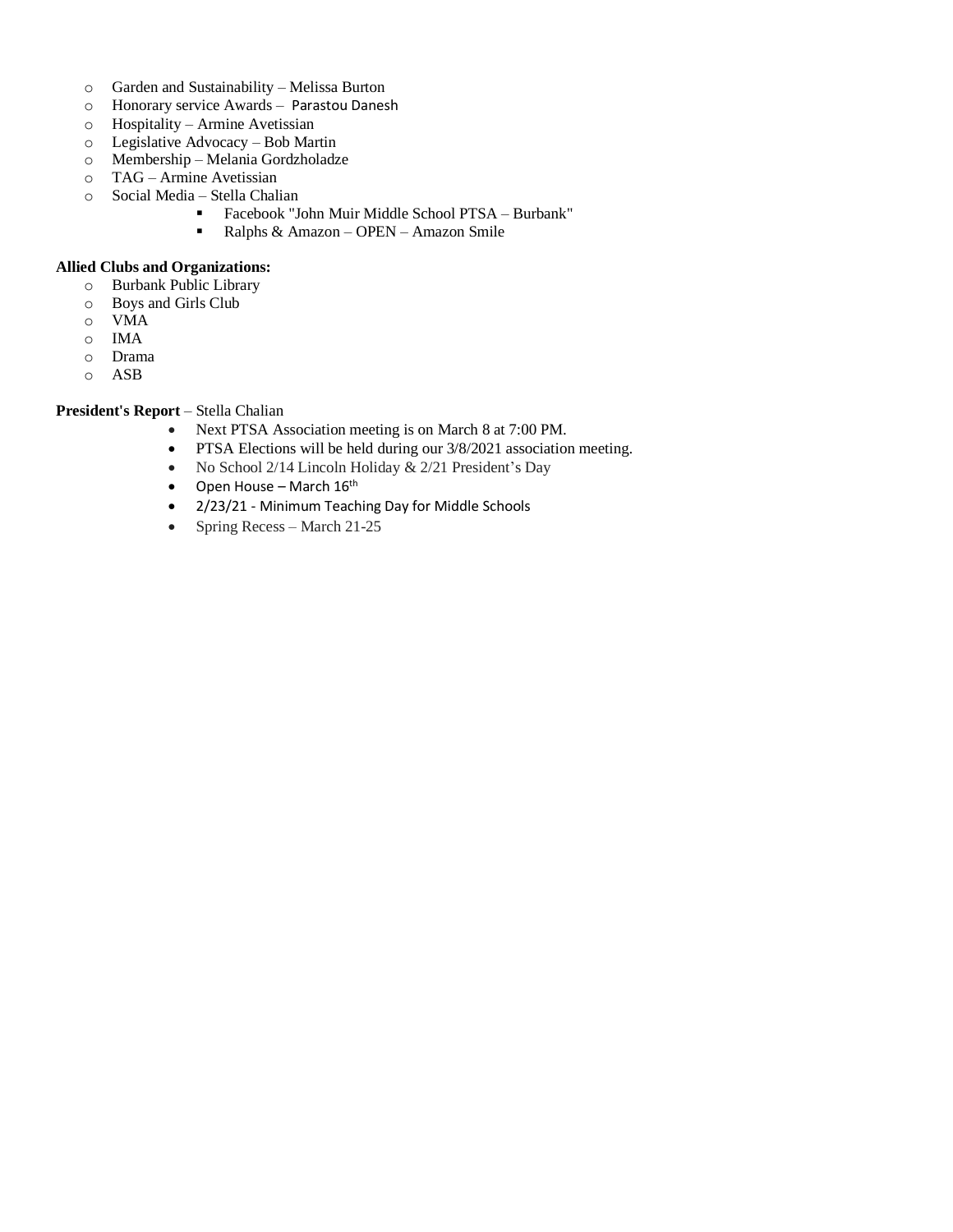- Garden and Sustainability – Melissa Burton
- Honorary service Awards – Parastou Danesh
- Hospitality – Armine Avetissian
- Legislative Advocacy – Bob Martin
- Membership – Melania Gordzholadze
- TAG – Armine Avetissian
- Social Media – Stella Chalian
  - Facebook "John Muir Middle School PTSA – Burbank"
  - Ralphs & Amazon – OPEN – Amazon Smile

**Allied Clubs and Organizations:**

- Burbank Public Library
- Boys and Girls Club
- VMA
- IMA
- Drama
- ASB

**President's Report** – Stella Chalian

- Next PTSA Association meeting is on March 8 at 7:00 PM.
- PTSA Elections will be held during our 3/8/2021 association meeting.
- No School 2/14 Lincoln Holiday & 2/21 President's Day
- Open House – March 16th
- 2/23/21 - Minimum Teaching Day for Middle Schools
- Spring Recess – March 21-25